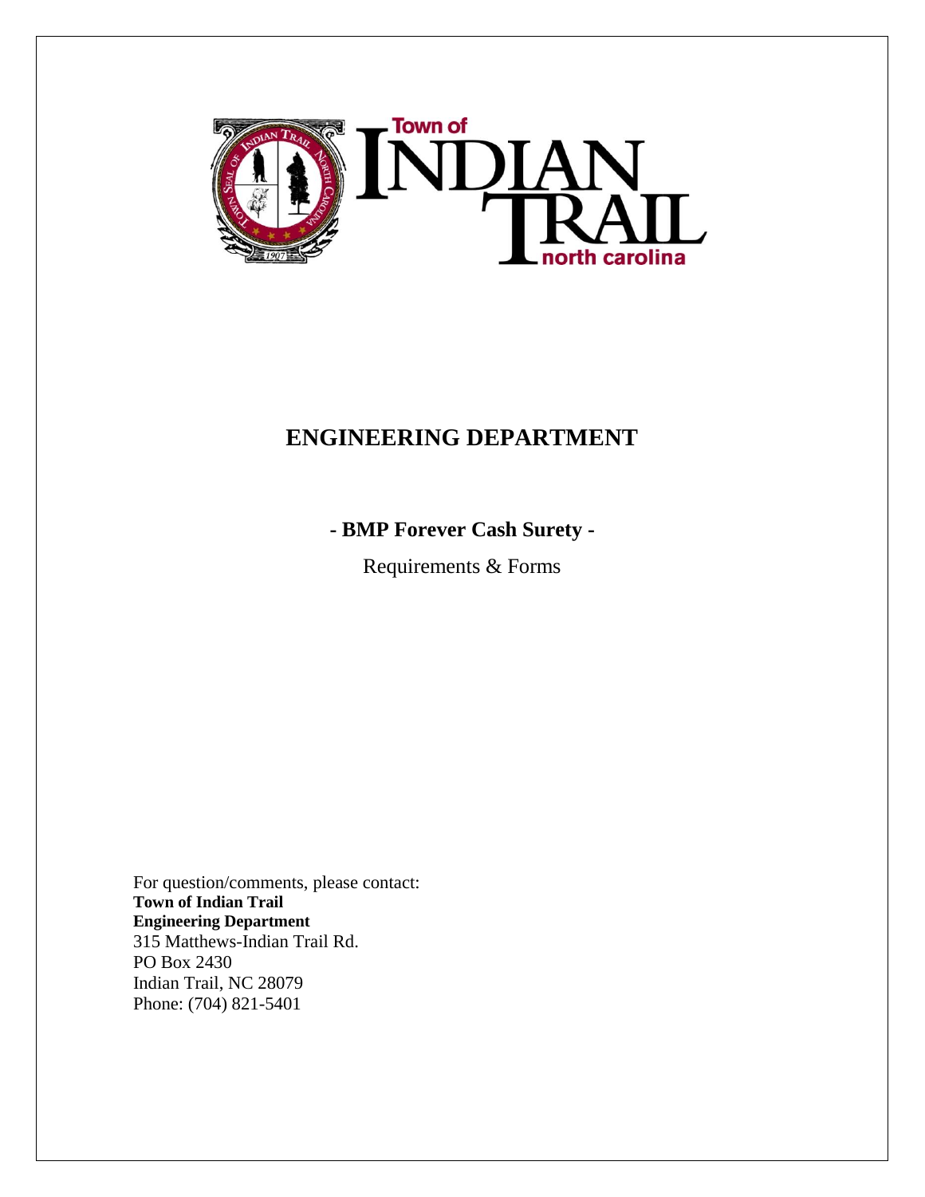Town of

INDIAN TRAIL

north carolina

# ENGINEERING DEPARTMENT

## - BMP Forever Cash Surety -

Requirements & Forms

For question/comments, please contact:
**Town of Indian Trail**
**Engineering Department**
315 Matthews-Indian Trail Rd.
PO Box 2430
Indian Trail, NC 28079
Phone: (704) 821-5401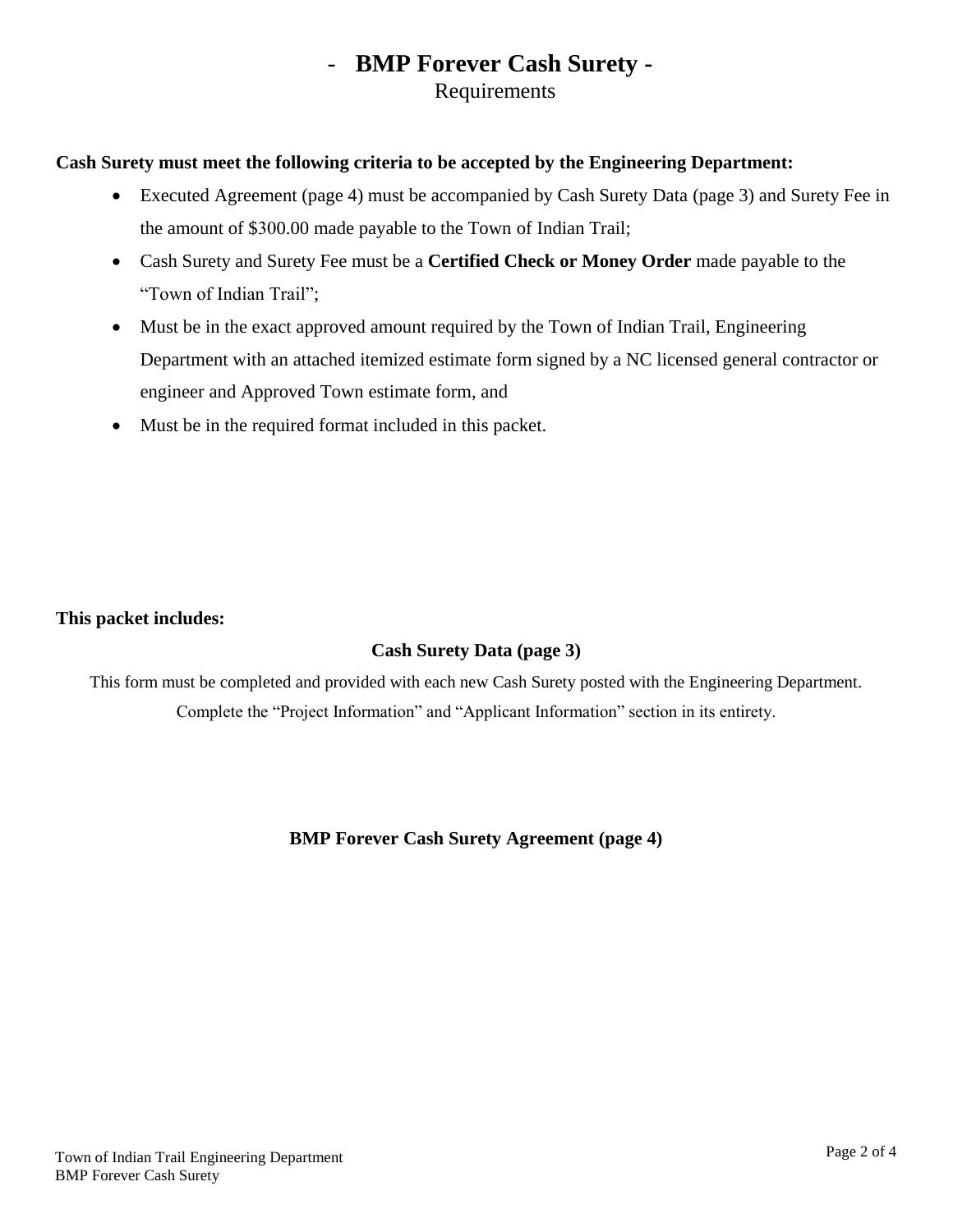# - BMP Forever Cash Surety -

Requirements

**Cash Surety must meet the following criteria to be accepted by the Engineering Department:**

- Executed Agreement (page 4) must be accompanied by Cash Surety Data (page 3) and Surety Fee in the amount of $300.00 made payable to the Town of Indian Trail;
- Cash Surety and Surety Fee must be a **Certified Check or Money Order** made payable to the "Town of Indian Trail";
- Must be in the exact approved amount required by the Town of Indian Trail, Engineering Department with an attached itemized estimate form signed by a NC licensed general contractor or engineer and Approved Town estimate form, and
- Must be in the required format included in this packet.

**This packet includes:**

**Cash Surety Data (page 3)**

This form must be completed and provided with each new Cash Surety posted with the Engineering Department. Complete the "Project Information" and "Applicant Information" section in its entirety.

**BMP Forever Cash Surety Agreement (page 4)**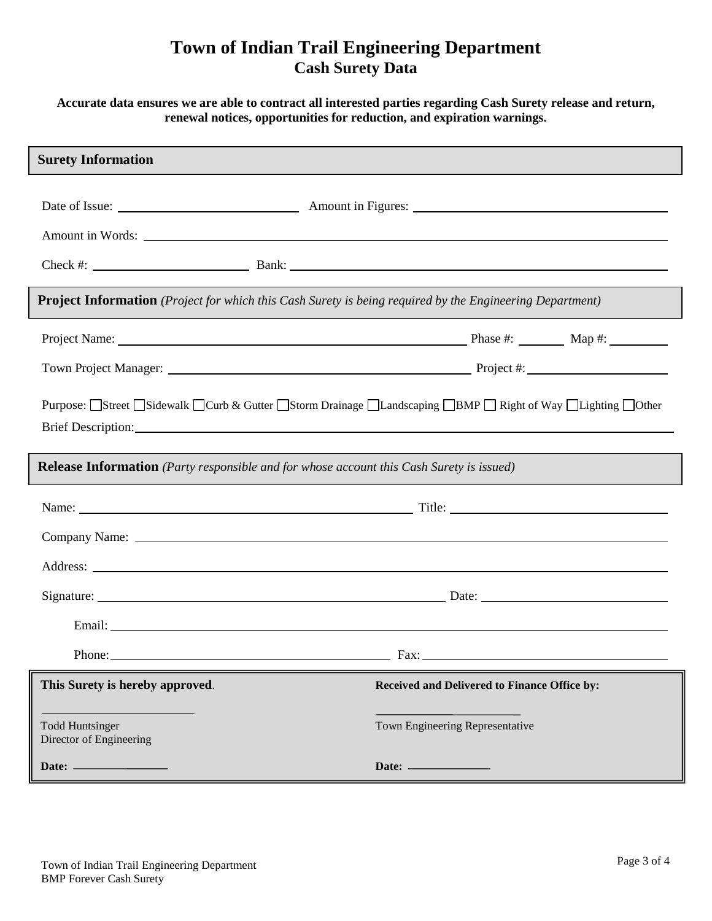# Town of Indian Trail Engineering Department

## Cash Surety Data

**Accurate data ensures we are able to contract all interested parties regarding Cash Surety release and return, renewal notices, opportunities for reduction, and expiration warnings.**

### Surety Information

Date of Issue: ______________________ Amount in Figures: ______________________

Amount in Words: ______________________________________________

Check #: ____________________ Bank: ______________________________

### Project Information *(Project for which this Cash Surety is being required by the Engineering Department)*

Project Name: ______________________________ Phase #: ________ Map #: ________

Town Project Manager: ______________________________ Project #: ________________

Purpose: ☐ Street ☐ Sidewalk ☐ Curb & Gutter ☐ Storm Drainage ☐ Landscaping ☐ BMP ☐ Right of Way ☐ Lighting ☐ Other

Brief Description: ______________________________________________

### Release Information *(Party responsible and for whose account this Cash Surety is issued)*

Name: ______________________________ Title: ______________________

Company Name: ______________________________________________

Address: ______________________________________________

Signature: ______________________________ Date: ______________________

Email: ______________________________________________

Phone: ______________________________ Fax: ______________________

| **This Surety is hereby approved.** | **Received and Delivered to Finance Office by:** |
|---|---|
| ______________________ | ______________________ |
| Todd Huntsinger<br>Director of Engineering | Town Engineering Representative |
| **Date:** ______________ | **Date:** ______________ |

Town of Indian Trail Engineering Department
BMP Forever Cash Surety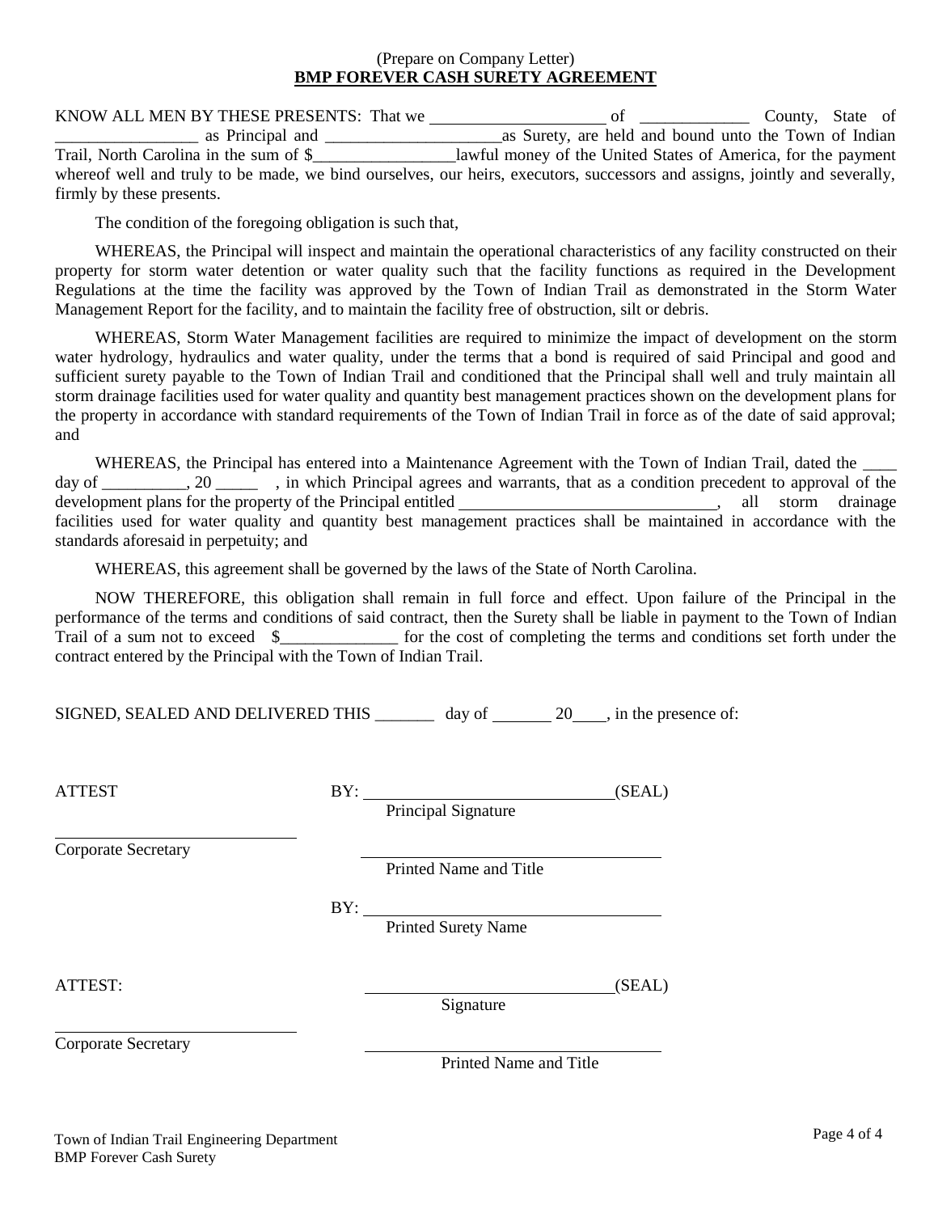(Prepare on Company Letter)

**BMP FOREVER CASH SURETY AGREEMENT**

KNOW ALL MEN BY THESE PRESENTS: That we ______________________ of _____________ County, State of _________________ as Principal and _____________________as Surety, are held and bound unto the Town of Indian Trail, North Carolina in the sum of $_________________lawful money of the United States of America, for the payment whereof well and truly to be made, we bind ourselves, our heirs, executors, successors and assigns, jointly and severally, firmly by these presents.

The condition of the foregoing obligation is such that,

WHEREAS, the Principal will inspect and maintain the operational characteristics of any facility constructed on their property for storm water detention or water quality such that the facility functions as required in the Development Regulations at the time the facility was approved by the Town of Indian Trail as demonstrated in the Storm Water Management Report for the facility, and to maintain the facility free of obstruction, silt or debris.

WHEREAS, Storm Water Management facilities are required to minimize the impact of development on the storm water hydrology, hydraulics and water quality, under the terms that a bond is required of said Principal and good and sufficient surety payable to the Town of Indian Trail and conditioned that the Principal shall well and truly maintain all storm drainage facilities used for water quality and quantity best management practices shown on the development plans for the property in accordance with standard requirements of the Town of Indian Trail in force as of the date of said approval; and

WHEREAS, the Principal has entered into a Maintenance Agreement with the Town of Indian Trail, dated the ____ day of __________, 20 _____ , in which Principal agrees and warrants, that as a condition precedent to approval of the development plans for the property of the Principal entitled ______________________________, all storm drainage facilities used for water quality and quantity best management practices shall be maintained in accordance with the standards aforesaid in perpetuity; and

WHEREAS, this agreement shall be governed by the laws of the State of North Carolina.

NOW THEREFORE, this obligation shall remain in full force and effect. Upon failure of the Principal in the performance of the terms and conditions of said contract, then the Surety shall be liable in payment to the Town of Indian Trail of a sum not to exceed $______________ for the cost of completing the terms and conditions set forth under the contract entered by the Principal with the Town of Indian Trail.

SIGNED, SEALED AND DELIVERED THIS _______ day of _______ 20____, in the presence of:

ATTEST

BY: ______________________________(SEAL)
Principal Signature

______________________________
Corporate Secretary

______________________________
Printed Name and Title

BY: ______________________________
Printed Surety Name

ATTEST:

______________________________(SEAL)
Signature

______________________________
Corporate Secretary

______________________________
Printed Name and Title

Town of Indian Trail Engineering Department
BMP Forever Cash Surety